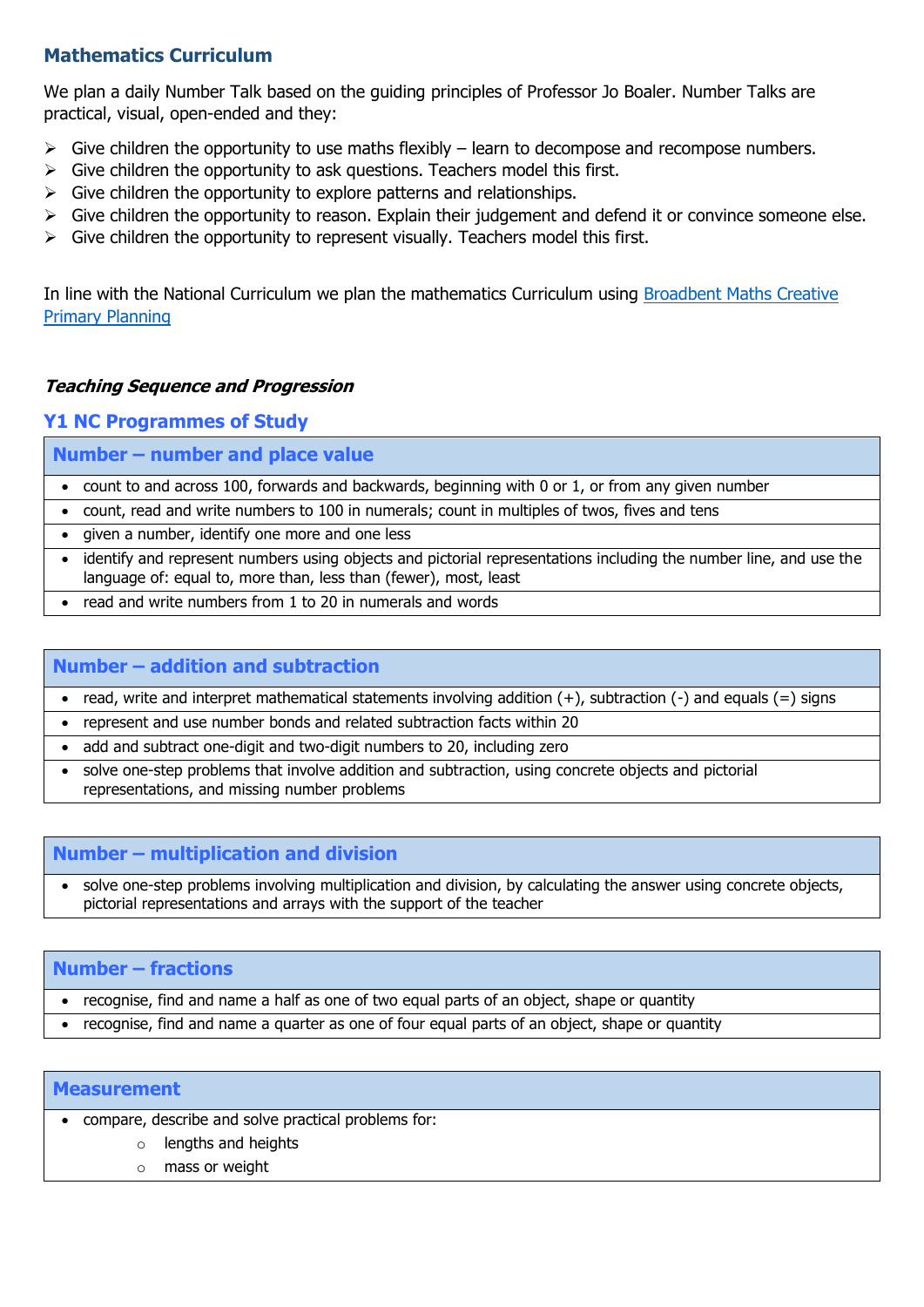## Mathematics Curriculum

We plan a daily Number Talk based on the guiding principles of Professor Jo Boaler. Number Talks are practical, visual, open-ended and they:

- Give children the opportunity to use maths flexibly – learn to decompose and recompose numbers.
- Give children the opportunity to ask questions. Teachers model this first.
- Give children the opportunity to explore patterns and relationships.
- Give children the opportunity to reason. Explain their judgement and defend it or convince someone else.
- Give children the opportunity to represent visually. Teachers model this first.

In line with the National Curriculum we plan the mathematics Curriculum using [Broadbent Maths Creative Primary Planning]()

***Teaching Sequence and Progression***

### Y1 NC Programmes of Study

| Number – number and place value |
|---|
| • count to and across 100, forwards and backwards, beginning with 0 or 1, or from any given number |
| • count, read and write numbers to 100 in numerals; count in multiples of twos, fives and tens |
| • given a number, identify one more and one less |
| • identify and represent numbers using objects and pictorial representations including the number line, and use the language of: equal to, more than, less than (fewer), most, least |
| • read and write numbers from 1 to 20 in numerals and words |

| Number – addition and subtraction |
|---|
| • read, write and interpret mathematical statements involving addition (+), subtraction (-) and equals (=) signs |
| • represent and use number bonds and related subtraction facts within 20 |
| • add and subtract one-digit and two-digit numbers to 20, including zero |
| • solve one-step problems that involve addition and subtraction, using concrete objects and pictorial representations, and missing number problems |

| Number – multiplication and division |
|---|
| • solve one-step problems involving multiplication and division, by calculating the answer using concrete objects, pictorial representations and arrays with the support of the teacher |

| Number – fractions |
|---|
| • recognise, find and name a half as one of two equal parts of an object, shape or quantity |
| • recognise, find and name a quarter as one of four equal parts of an object, shape or quantity |

| Measurement |
|---|
| • compare, describe and solve practical problems for:<br>  ○ lengths and heights<br>  ○ mass or weight |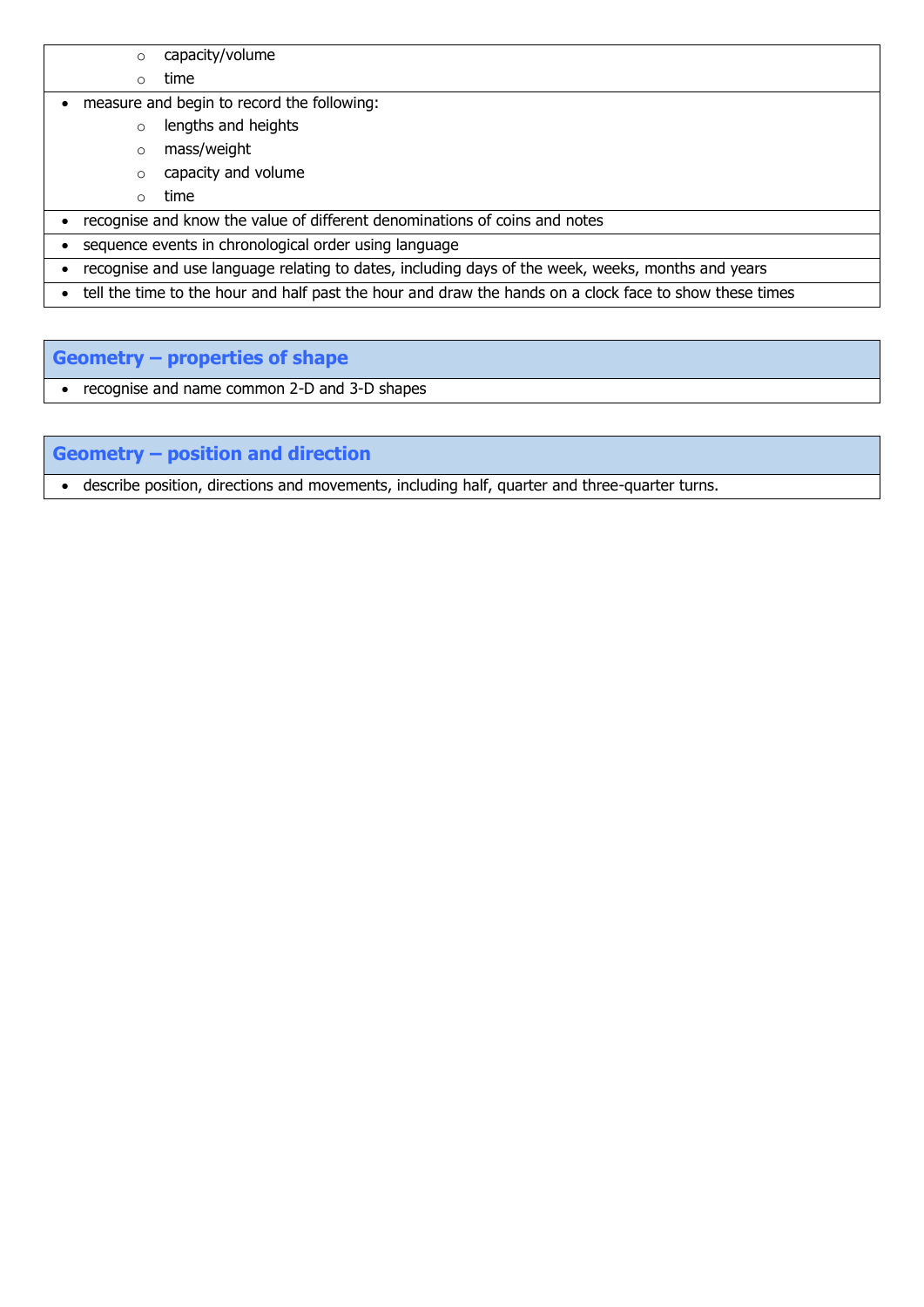- capacity/volume
- time

- measure and begin to record the following:
  - lengths and heights
  - mass/weight
  - capacity and volume
  - time
- recognise and know the value of different denominations of coins and notes
- sequence events in chronological order using language
- recognise and use language relating to dates, including days of the week, weeks, months and years
- tell the time to the hour and half past the hour and draw the hands on a clock face to show these times

## Geometry – properties of shape

- recognise and name common 2-D and 3-D shapes

## Geometry – position and direction

- describe position, directions and movements, including half, quarter and three-quarter turns.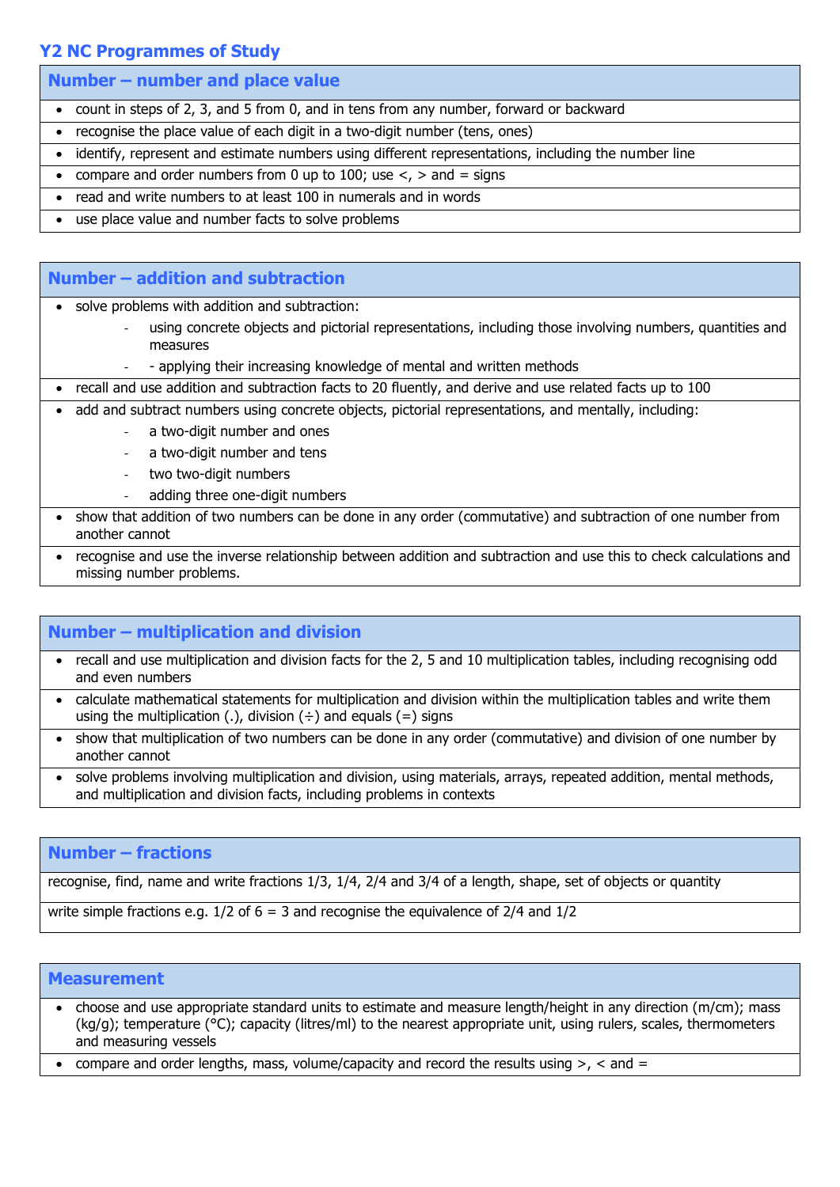## Y2 NC Programmes of Study

### Number – number and place value

- count in steps of 2, 3, and 5 from 0, and in tens from any number, forward or backward
- recognise the place value of each digit in a two-digit number (tens, ones)
- identify, represent and estimate numbers using different representations, including the number line
- compare and order numbers from 0 up to 100; use <, > and = signs
- read and write numbers to at least 100 in numerals and in words
- use place value and number facts to solve problems

### Number – addition and subtraction

- solve problems with addition and subtraction:
  - using concrete objects and pictorial representations, including those involving numbers, quantities and measures
  - - applying their increasing knowledge of mental and written methods
- recall and use addition and subtraction facts to 20 fluently, and derive and use related facts up to 100
- add and subtract numbers using concrete objects, pictorial representations, and mentally, including:
  - a two-digit number and ones
  - a two-digit number and tens
  - two two-digit numbers
  - adding three one-digit numbers
- show that addition of two numbers can be done in any order (commutative) and subtraction of one number from another cannot
- recognise and use the inverse relationship between addition and subtraction and use this to check calculations and missing number problems.

### Number – multiplication and division

- recall and use multiplication and division facts for the 2, 5 and 10 multiplication tables, including recognising odd and even numbers
- calculate mathematical statements for multiplication and division within the multiplication tables and write them using the multiplication (.), division (÷) and equals (=) signs
- show that multiplication of two numbers can be done in any order (commutative) and division of one number by another cannot
- solve problems involving multiplication and division, using materials, arrays, repeated addition, mental methods, and multiplication and division facts, including problems in contexts

### Number – fractions

recognise, find, name and write fractions 1/3, 1/4, 2/4 and 3/4 of a length, shape, set of objects or quantity

write simple fractions e.g. 1/2 of 6 = 3 and recognise the equivalence of 2/4 and 1/2

### Measurement

- choose and use appropriate standard units to estimate and measure length/height in any direction (m/cm); mass (kg/g); temperature (°C); capacity (litres/ml) to the nearest appropriate unit, using rulers, scales, thermometers and measuring vessels
- compare and order lengths, mass, volume/capacity and record the results using >, < and =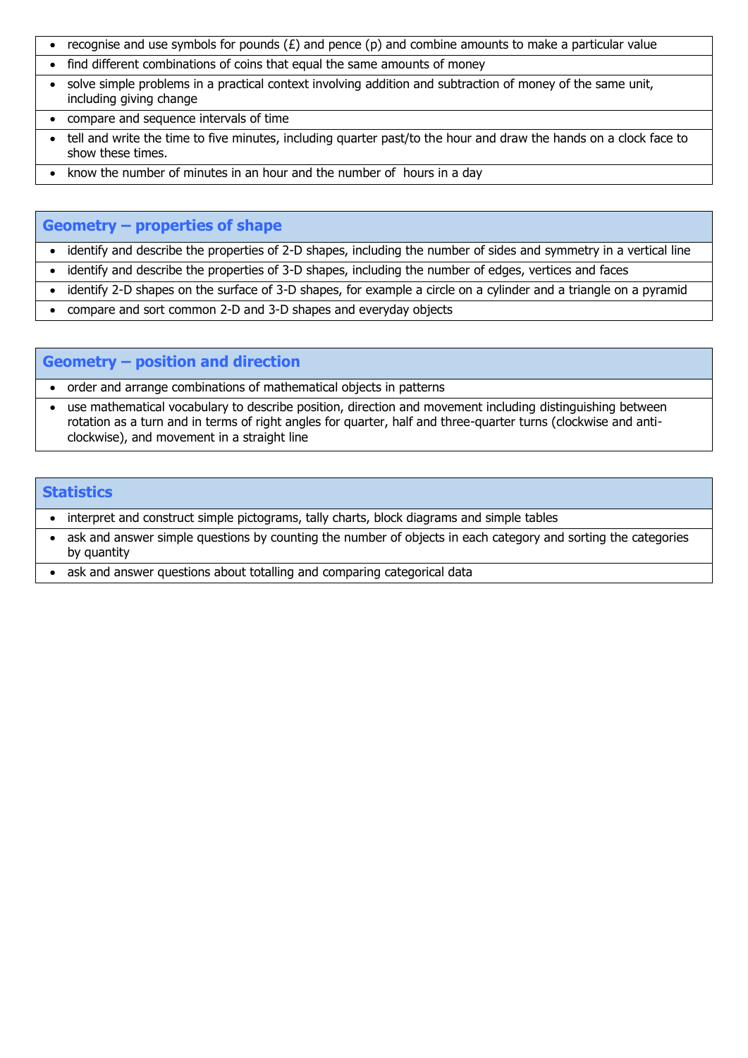- recognise and use symbols for pounds (£) and pence (p) and combine amounts to make a particular value
- find different combinations of coins that equal the same amounts of money
- solve simple problems in a practical context involving addition and subtraction of money of the same unit, including giving change
- compare and sequence intervals of time
- tell and write the time to five minutes, including quarter past/to the hour and draw the hands on a clock face to show these times.
- know the number of minutes in an hour and the number of hours in a day

## Geometry – properties of shape

- identify and describe the properties of 2-D shapes, including the number of sides and symmetry in a vertical line
- identify and describe the properties of 3-D shapes, including the number of edges, vertices and faces
- identify 2-D shapes on the surface of 3-D shapes, for example a circle on a cylinder and a triangle on a pyramid
- compare and sort common 2-D and 3-D shapes and everyday objects

## Geometry – position and direction

- order and arrange combinations of mathematical objects in patterns
- use mathematical vocabulary to describe position, direction and movement including distinguishing between rotation as a turn and in terms of right angles for quarter, half and three-quarter turns (clockwise and anti-clockwise), and movement in a straight line

## Statistics

- interpret and construct simple pictograms, tally charts, block diagrams and simple tables
- ask and answer simple questions by counting the number of objects in each category and sorting the categories by quantity
- ask and answer questions about totalling and comparing categorical data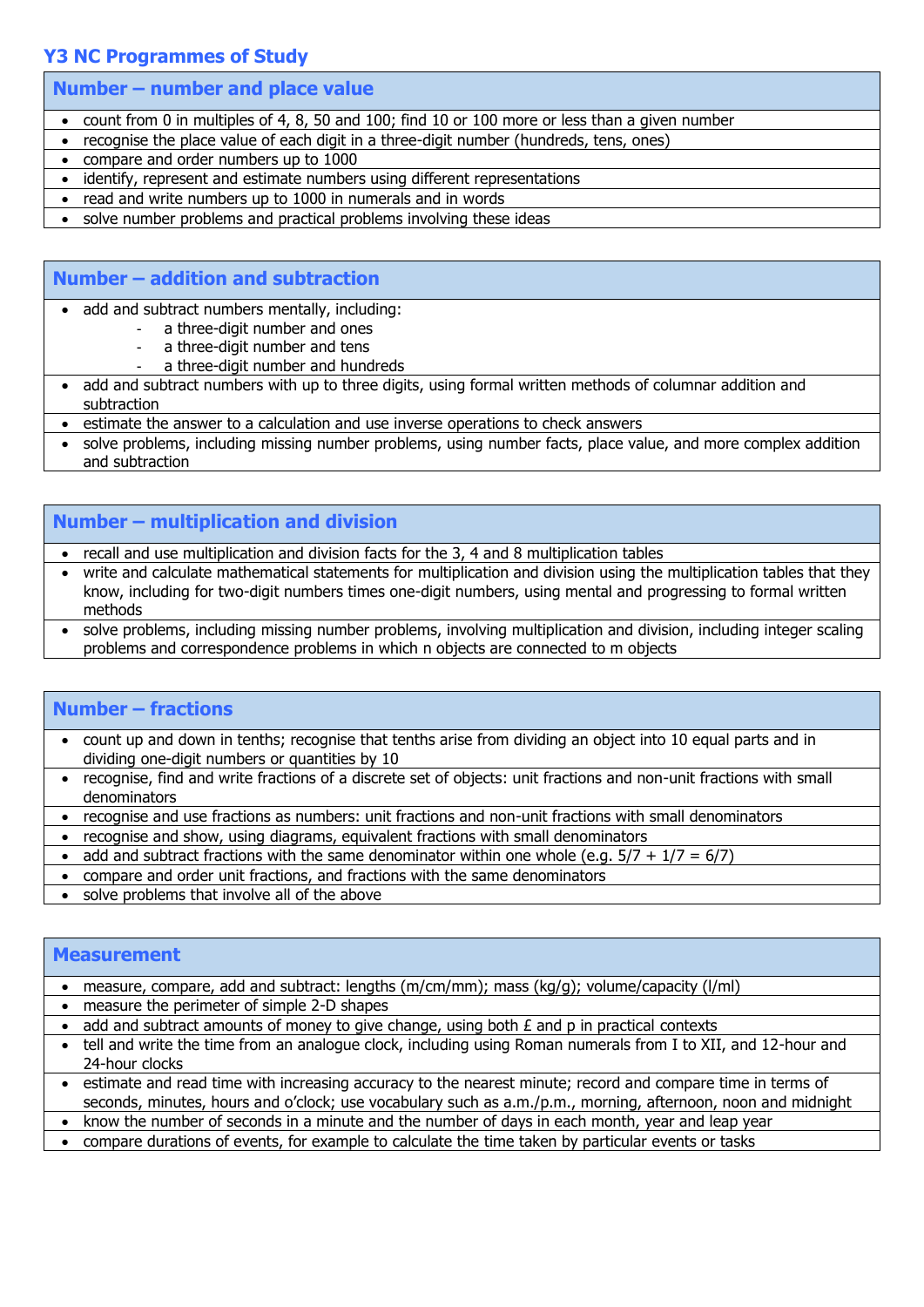## Y3 NC Programmes of Study

### Number – number and place value

- count from 0 in multiples of 4, 8, 50 and 100; find 10 or 100 more or less than a given number
- recognise the place value of each digit in a three-digit number (hundreds, tens, ones)
- compare and order numbers up to 1000
- identify, represent and estimate numbers using different representations
- read and write numbers up to 1000 in numerals and in words
- solve number problems and practical problems involving these ideas

### Number – addition and subtraction

- add and subtract numbers mentally, including:
  - a three-digit number and ones
  - a three-digit number and tens
  - a three-digit number and hundreds
- add and subtract numbers with up to three digits, using formal written methods of columnar addition and subtraction
- estimate the answer to a calculation and use inverse operations to check answers
- solve problems, including missing number problems, using number facts, place value, and more complex addition and subtraction

### Number – multiplication and division

- recall and use multiplication and division facts for the 3, 4 and 8 multiplication tables
- write and calculate mathematical statements for multiplication and division using the multiplication tables that they know, including for two-digit numbers times one-digit numbers, using mental and progressing to formal written methods
- solve problems, including missing number problems, involving multiplication and division, including integer scaling problems and correspondence problems in which n objects are connected to m objects

### Number – fractions

- count up and down in tenths; recognise that tenths arise from dividing an object into 10 equal parts and in dividing one-digit numbers or quantities by 10
- recognise, find and write fractions of a discrete set of objects: unit fractions and non-unit fractions with small denominators
- recognise and use fractions as numbers: unit fractions and non-unit fractions with small denominators
- recognise and show, using diagrams, equivalent fractions with small denominators
- add and subtract fractions with the same denominator within one whole (e.g. $5/7 + 1/7 = 6/7$)
- compare and order unit fractions, and fractions with the same denominators
- solve problems that involve all of the above

### Measurement

- measure, compare, add and subtract: lengths (m/cm/mm); mass (kg/g); volume/capacity (l/ml)
- measure the perimeter of simple 2-D shapes
- add and subtract amounts of money to give change, using both £ and p in practical contexts
- tell and write the time from an analogue clock, including using Roman numerals from I to XII, and 12-hour and 24-hour clocks
- estimate and read time with increasing accuracy to the nearest minute; record and compare time in terms of seconds, minutes, hours and o'clock; use vocabulary such as a.m./p.m., morning, afternoon, noon and midnight
- know the number of seconds in a minute and the number of days in each month, year and leap year
- compare durations of events, for example to calculate the time taken by particular events or tasks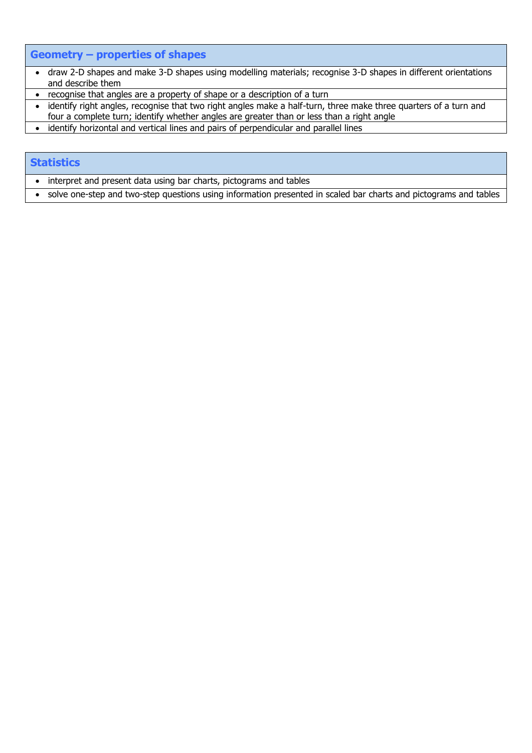## Geometry – properties of shapes

- draw 2-D shapes and make 3-D shapes using modelling materials; recognise 3-D shapes in different orientations and describe them
- recognise that angles are a property of shape or a description of a turn
- identify right angles, recognise that two right angles make a half-turn, three make three quarters of a turn and four a complete turn; identify whether angles are greater than or less than a right angle
- identify horizontal and vertical lines and pairs of perpendicular and parallel lines

## Statistics

- interpret and present data using bar charts, pictograms and tables
- solve one-step and two-step questions using information presented in scaled bar charts and pictograms and tables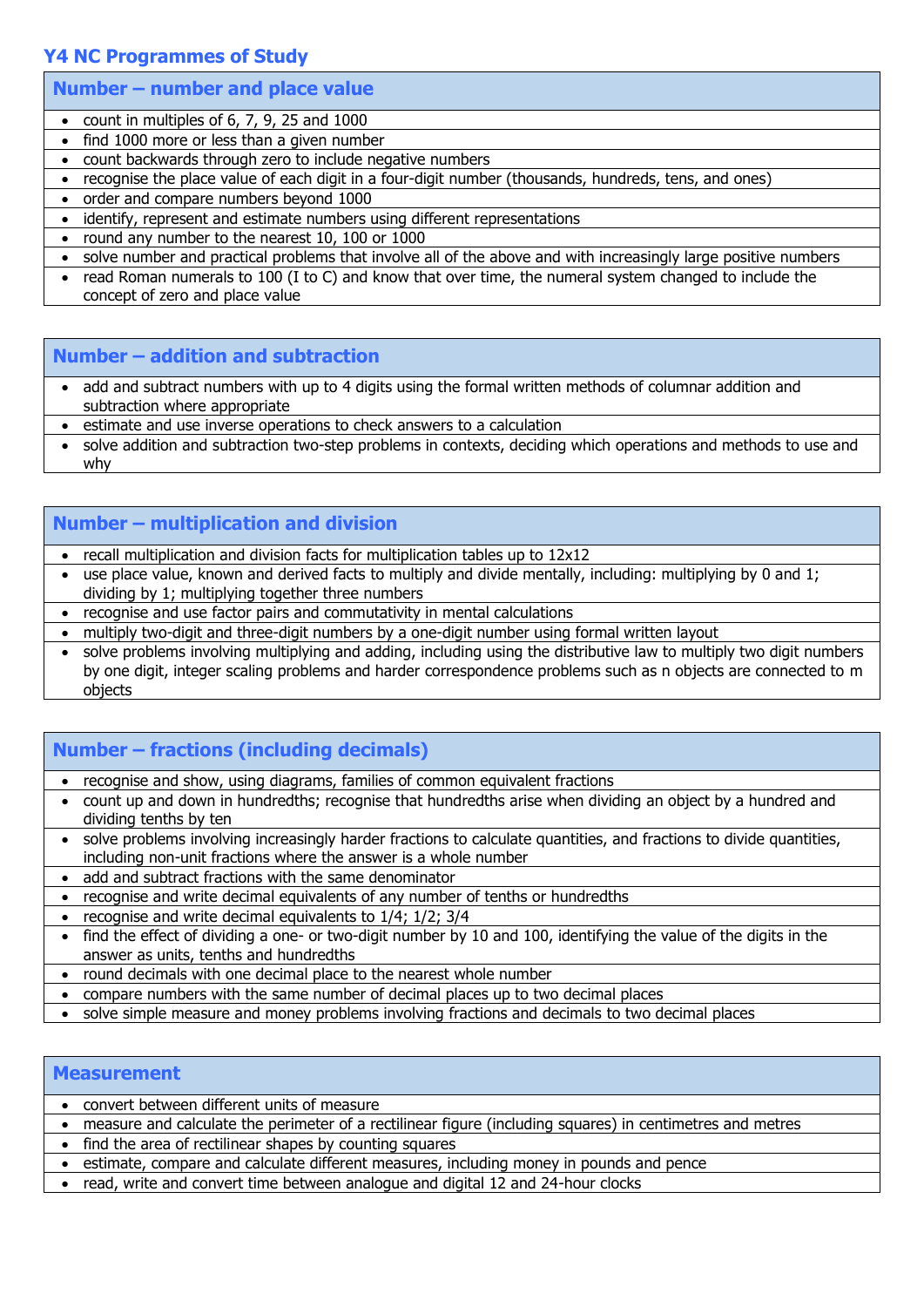## Y4 NC Programmes of Study

### Number – number and place value

- count in multiples of 6, 7, 9, 25 and 1000
- find 1000 more or less than a given number
- count backwards through zero to include negative numbers
- recognise the place value of each digit in a four-digit number (thousands, hundreds, tens, and ones)
- order and compare numbers beyond 1000
- identify, represent and estimate numbers using different representations
- round any number to the nearest 10, 100 or 1000
- solve number and practical problems that involve all of the above and with increasingly large positive numbers
- read Roman numerals to 100 (I to C) and know that over time, the numeral system changed to include the concept of zero and place value

### Number – addition and subtraction

- add and subtract numbers with up to 4 digits using the formal written methods of columnar addition and subtraction where appropriate
- estimate and use inverse operations to check answers to a calculation
- solve addition and subtraction two-step problems in contexts, deciding which operations and methods to use and why

### Number – multiplication and division

- recall multiplication and division facts for multiplication tables up to 12x12
- use place value, known and derived facts to multiply and divide mentally, including: multiplying by 0 and 1; dividing by 1; multiplying together three numbers
- recognise and use factor pairs and commutativity in mental calculations
- multiply two-digit and three-digit numbers by a one-digit number using formal written layout
- solve problems involving multiplying and adding, including using the distributive law to multiply two digit numbers by one digit, integer scaling problems and harder correspondence problems such as n objects are connected to m objects

### Number – fractions (including decimals)

- recognise and show, using diagrams, families of common equivalent fractions
- count up and down in hundredths; recognise that hundredths arise when dividing an object by a hundred and dividing tenths by ten
- solve problems involving increasingly harder fractions to calculate quantities, and fractions to divide quantities, including non-unit fractions where the answer is a whole number
- add and subtract fractions with the same denominator
- recognise and write decimal equivalents of any number of tenths or hundredths
- recognise and write decimal equivalents to 1/4; 1/2; 3/4
- find the effect of dividing a one- or two-digit number by 10 and 100, identifying the value of the digits in the answer as units, tenths and hundredths
- round decimals with one decimal place to the nearest whole number
- compare numbers with the same number of decimal places up to two decimal places
- solve simple measure and money problems involving fractions and decimals to two decimal places

### Measurement

- convert between different units of measure
- measure and calculate the perimeter of a rectilinear figure (including squares) in centimetres and metres
- find the area of rectilinear shapes by counting squares
- estimate, compare and calculate different measures, including money in pounds and pence
- read, write and convert time between analogue and digital 12 and 24-hour clocks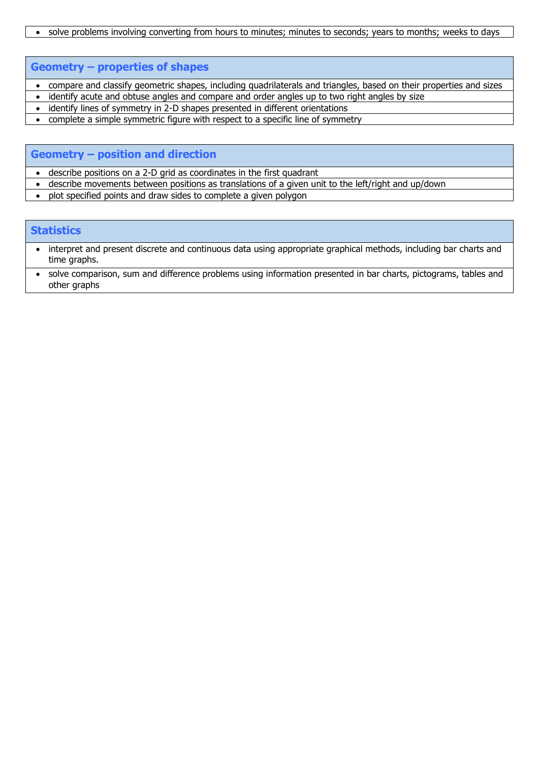- solve problems involving converting from hours to minutes; minutes to seconds; years to months; weeks to days

## Geometry – properties of shapes

- compare and classify geometric shapes, including quadrilaterals and triangles, based on their properties and sizes
- identify acute and obtuse angles and compare and order angles up to two right angles by size
- identify lines of symmetry in 2-D shapes presented in different orientations
- complete a simple symmetric figure with respect to a specific line of symmetry

## Geometry – position and direction

- describe positions on a 2-D grid as coordinates in the first quadrant
- describe movements between positions as translations of a given unit to the left/right and up/down
- plot specified points and draw sides to complete a given polygon

## Statistics

- interpret and present discrete and continuous data using appropriate graphical methods, including bar charts and time graphs.
- solve comparison, sum and difference problems using information presented in bar charts, pictograms, tables and other graphs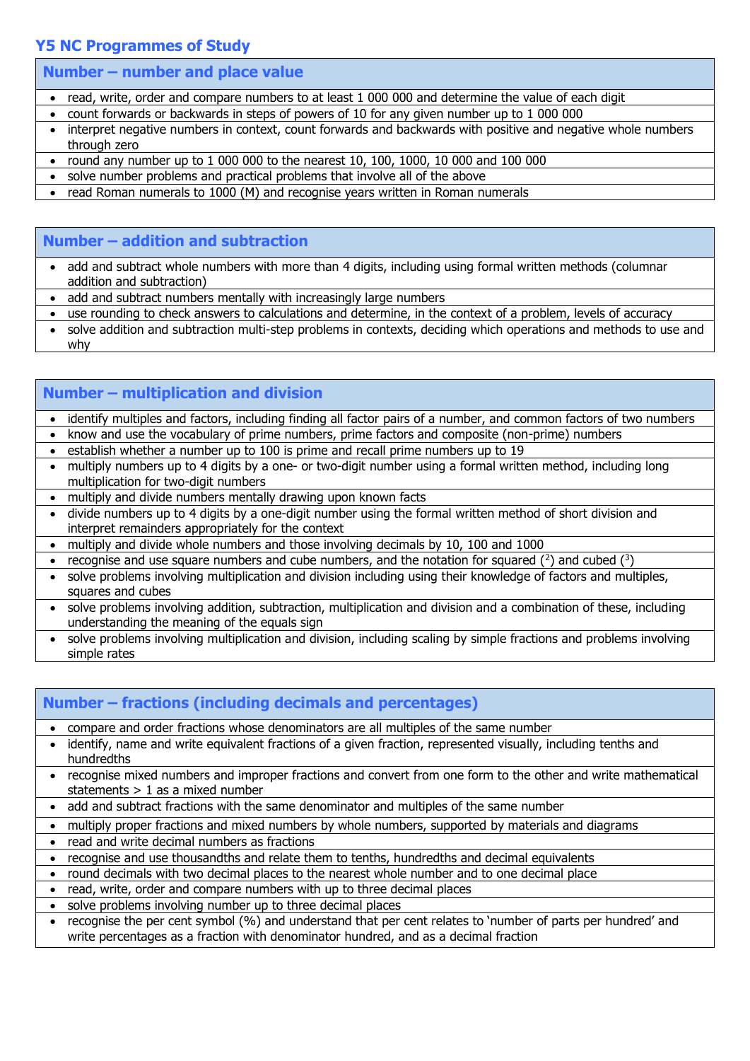# Y5 NC Programmes of Study

## Number – number and place value

- read, write, order and compare numbers to at least 1 000 000 and determine the value of each digit
- count forwards or backwards in steps of powers of 10 for any given number up to 1 000 000
- interpret negative numbers in context, count forwards and backwards with positive and negative whole numbers through zero
- round any number up to 1 000 000 to the nearest 10, 100, 1000, 10 000 and 100 000
- solve number problems and practical problems that involve all of the above
- read Roman numerals to 1000 (M) and recognise years written in Roman numerals

## Number – addition and subtraction

- add and subtract whole numbers with more than 4 digits, including using formal written methods (columnar addition and subtraction)
- add and subtract numbers mentally with increasingly large numbers
- use rounding to check answers to calculations and determine, in the context of a problem, levels of accuracy
- solve addition and subtraction multi-step problems in contexts, deciding which operations and methods to use and why

## Number – multiplication and division

- identify multiples and factors, including finding all factor pairs of a number, and common factors of two numbers
- know and use the vocabulary of prime numbers, prime factors and composite (non-prime) numbers
- establish whether a number up to 100 is prime and recall prime numbers up to 19
- multiply numbers up to 4 digits by a one- or two-digit number using a formal written method, including long multiplication for two-digit numbers
- multiply and divide numbers mentally drawing upon known facts
- divide numbers up to 4 digits by a one-digit number using the formal written method of short division and interpret remainders appropriately for the context
- multiply and divide whole numbers and those involving decimals by 10, 100 and 1000
- recognise and use square numbers and cube numbers, and the notation for squared ($^2$) and cubed ($^3$)
- solve problems involving multiplication and division including using their knowledge of factors and multiples, squares and cubes
- solve problems involving addition, subtraction, multiplication and division and a combination of these, including understanding the meaning of the equals sign
- solve problems involving multiplication and division, including scaling by simple fractions and problems involving simple rates

## Number – fractions (including decimals and percentages)

- compare and order fractions whose denominators are all multiples of the same number
- identify, name and write equivalent fractions of a given fraction, represented visually, including tenths and hundredths
- recognise mixed numbers and improper fractions and convert from one form to the other and write mathematical statements > 1 as a mixed number
- add and subtract fractions with the same denominator and multiples of the same number
- multiply proper fractions and mixed numbers by whole numbers, supported by materials and diagrams
- read and write decimal numbers as fractions
- recognise and use thousandths and relate them to tenths, hundredths and decimal equivalents
- round decimals with two decimal places to the nearest whole number and to one decimal place
- read, write, order and compare numbers with up to three decimal places
- solve problems involving number up to three decimal places
- recognise the per cent symbol (%) and understand that per cent relates to 'number of parts per hundred' and write percentages as a fraction with denominator hundred, and as a decimal fraction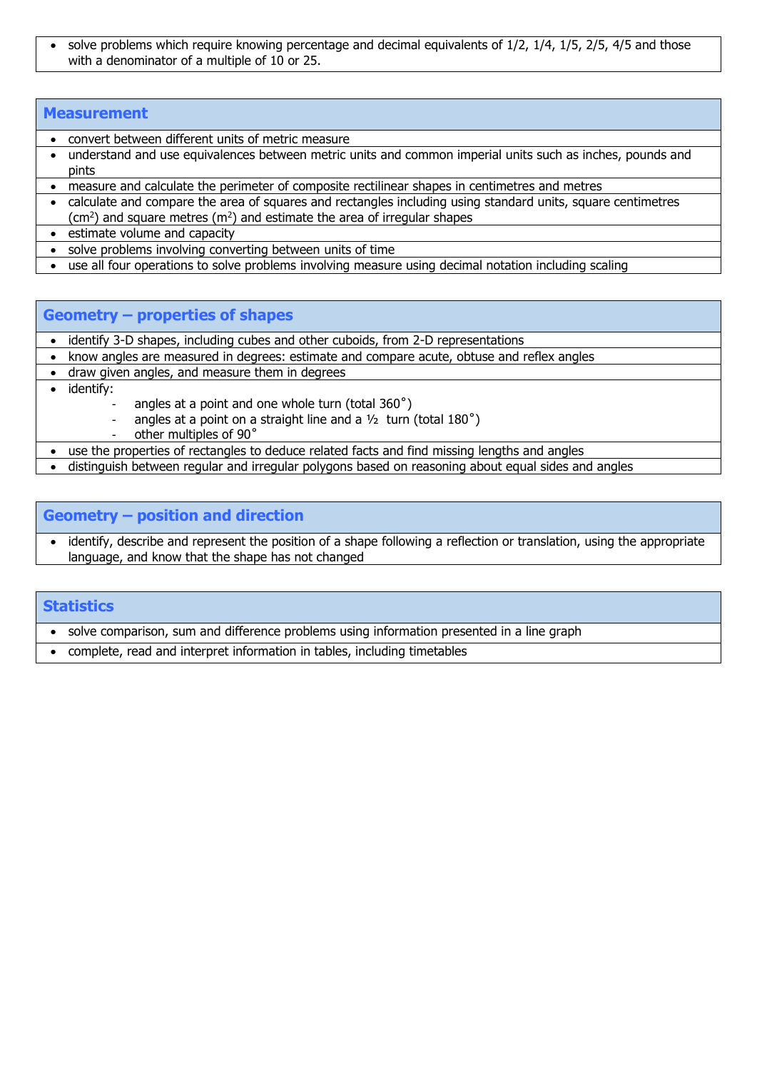- solve problems which require knowing percentage and decimal equivalents of 1/2, 1/4, 1/5, 2/5, 4/5 and those with a denominator of a multiple of 10 or 25.

## Measurement

- convert between different units of metric measure
- understand and use equivalences between metric units and common imperial units such as inches, pounds and pints
- measure and calculate the perimeter of composite rectilinear shapes in centimetres and metres
- calculate and compare the area of squares and rectangles including using standard units, square centimetres ($cm^2$) and square metres ($m^2$) and estimate the area of irregular shapes
- estimate volume and capacity
- solve problems involving converting between units of time
- use all four operations to solve problems involving measure using decimal notation including scaling

## Geometry – properties of shapes

- identify 3-D shapes, including cubes and other cuboids, from 2-D representations
- know angles are measured in degrees: estimate and compare acute, obtuse and reflex angles
- draw given angles, and measure them in degrees
- identify:
    - angles at a point and one whole turn (total 360˚)
    - angles at a point on a straight line and a ½ turn (total 180˚)
    - other multiples of 90˚
- use the properties of rectangles to deduce related facts and find missing lengths and angles
- distinguish between regular and irregular polygons based on reasoning about equal sides and angles

## Geometry – position and direction

- identify, describe and represent the position of a shape following a reflection or translation, using the appropriate language, and know that the shape has not changed

## Statistics

- solve comparison, sum and difference problems using information presented in a line graph
- complete, read and interpret information in tables, including timetables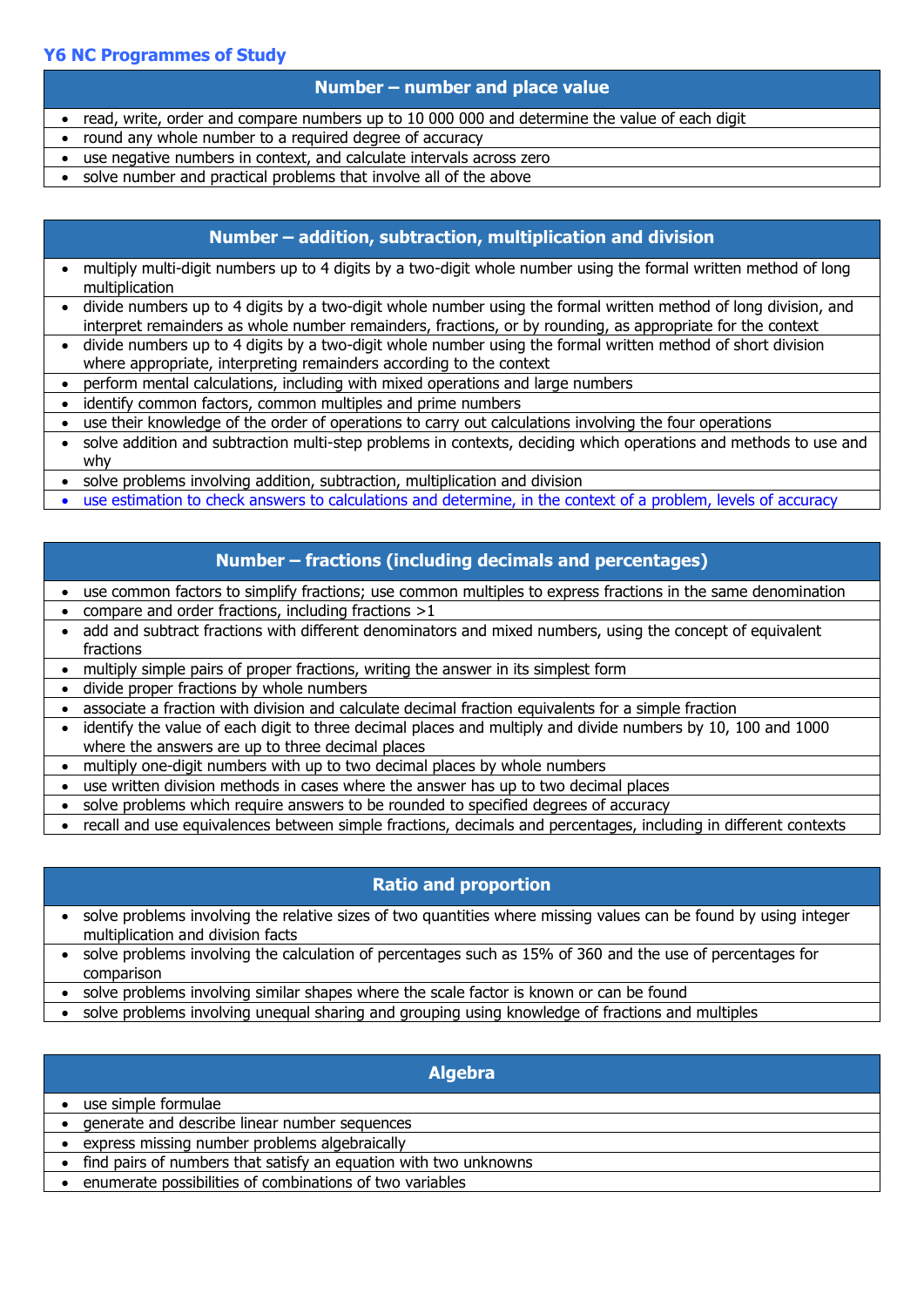## Y6 NC Programmes of Study

| Number – number and place value |
|---|
| • read, write, order and compare numbers up to 10 000 000 and determine the value of each digit |
| • round any whole number to a required degree of accuracy |
| • use negative numbers in context, and calculate intervals across zero |
| • solve number and practical problems that involve all of the above |

| Number – addition, subtraction, multiplication and division |
|---|
| • multiply multi-digit numbers up to 4 digits by a two-digit whole number using the formal written method of long multiplication |
| • divide numbers up to 4 digits by a two-digit whole number using the formal written method of long division, and interpret remainders as whole number remainders, fractions, or by rounding, as appropriate for the context |
| • divide numbers up to 4 digits by a two-digit whole number using the formal written method of short division where appropriate, interpreting remainders according to the context |
| • perform mental calculations, including with mixed operations and large numbers |
| • identify common factors, common multiples and prime numbers |
| • use their knowledge of the order of operations to carry out calculations involving the four operations |
| • solve addition and subtraction multi-step problems in contexts, deciding which operations and methods to use and why |
| • solve problems involving addition, subtraction, multiplication and division |
| • use estimation to check answers to calculations and determine, in the context of a problem, levels of accuracy |

| Number – fractions (including decimals and percentages) |
|---|
| • use common factors to simplify fractions; use common multiples to express fractions in the same denomination |
| • compare and order fractions, including fractions >1 |
| • add and subtract fractions with different denominators and mixed numbers, using the concept of equivalent fractions |
| • multiply simple pairs of proper fractions, writing the answer in its simplest form |
| • divide proper fractions by whole numbers |
| • associate a fraction with division and calculate decimal fraction equivalents for a simple fraction |
| • identify the value of each digit to three decimal places and multiply and divide numbers by 10, 100 and 1000 where the answers are up to three decimal places |
| • multiply one-digit numbers with up to two decimal places by whole numbers |
| • use written division methods in cases where the answer has up to two decimal places |
| • solve problems which require answers to be rounded to specified degrees of accuracy |
| • recall and use equivalences between simple fractions, decimals and percentages, including in different contexts |

| Ratio and proportion |
|---|
| • solve problems involving the relative sizes of two quantities where missing values can be found by using integer multiplication and division facts |
| • solve problems involving the calculation of percentages such as 15% of 360 and the use of percentages for comparison |
| • solve problems involving similar shapes where the scale factor is known or can be found |
| • solve problems involving unequal sharing and grouping using knowledge of fractions and multiples |

| Algebra |
|---|
| • use simple formulae |
| • generate and describe linear number sequences |
| • express missing number problems algebraically |
| • find pairs of numbers that satisfy an equation with two unknowns |
| • enumerate possibilities of combinations of two variables |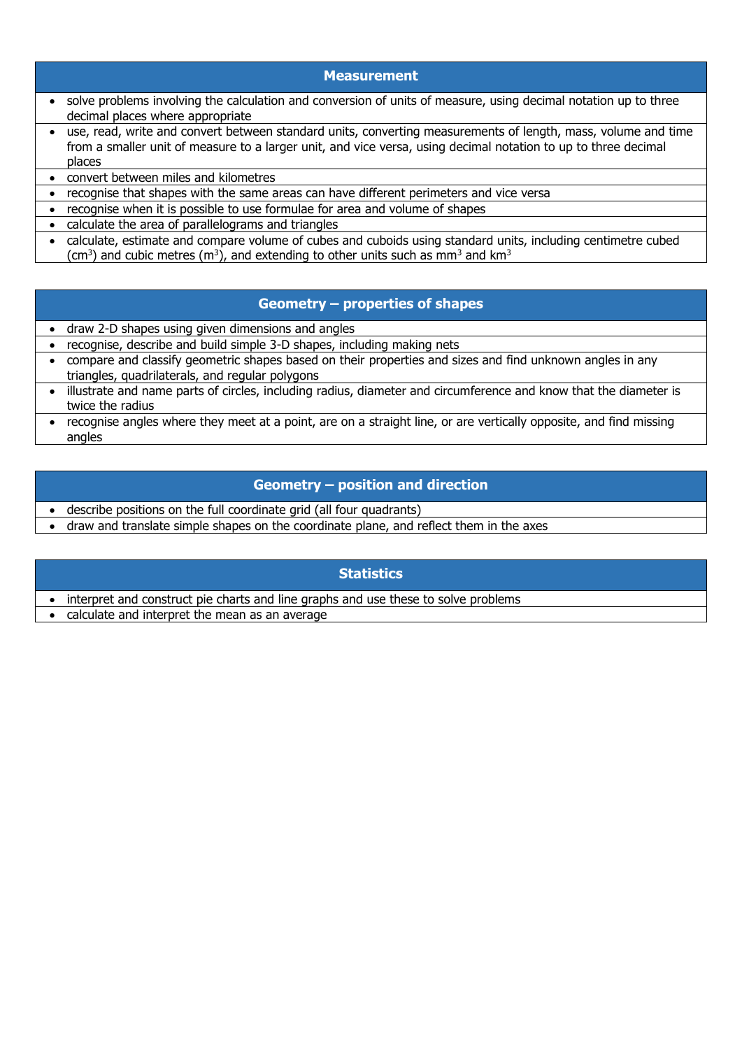## Measurement

- solve problems involving the calculation and conversion of units of measure, using decimal notation up to three decimal places where appropriate
- use, read, write and convert between standard units, converting measurements of length, mass, volume and time from a smaller unit of measure to a larger unit, and vice versa, using decimal notation to up to three decimal places
- convert between miles and kilometres
- recognise that shapes with the same areas can have different perimeters and vice versa
- recognise when it is possible to use formulae for area and volume of shapes
- calculate the area of parallelograms and triangles
- calculate, estimate and compare volume of cubes and cuboids using standard units, including centimetre cubed ($cm^3$) and cubic metres ($m^3$), and extending to other units such as $mm^3$ and $km^3$

## Geometry – properties of shapes

- draw 2-D shapes using given dimensions and angles
- recognise, describe and build simple 3-D shapes, including making nets
- compare and classify geometric shapes based on their properties and sizes and find unknown angles in any triangles, quadrilaterals, and regular polygons
- illustrate and name parts of circles, including radius, diameter and circumference and know that the diameter is twice the radius
- recognise angles where they meet at a point, are on a straight line, or are vertically opposite, and find missing angles

## Geometry – position and direction

- describe positions on the full coordinate grid (all four quadrants)
- draw and translate simple shapes on the coordinate plane, and reflect them in the axes

## Statistics

- interpret and construct pie charts and line graphs and use these to solve problems
- calculate and interpret the mean as an average